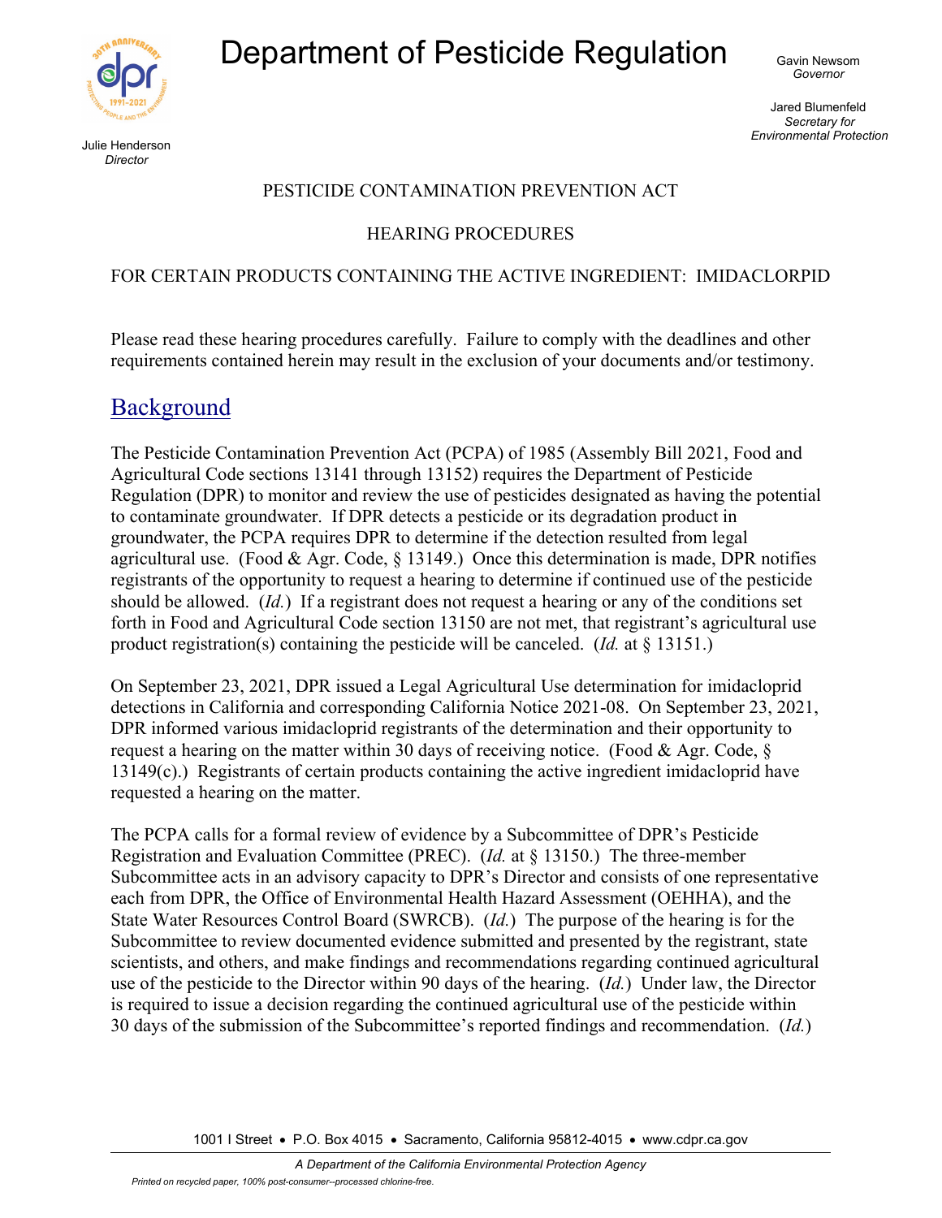# Department of Pesticide Regulation

Julie Henderson
*Director*

Gavin Newsom
*Governor*

Jared Blumenfeld
*Secretary for Environmental Protection*

PESTICIDE CONTAMINATION PREVENTION ACT

HEARING PROCEDURES

FOR CERTAIN PRODUCTS CONTAINING THE ACTIVE INGREDIENT: IMIDACLORPID

Please read these hearing procedures carefully. Failure to comply with the deadlines and other requirements contained herein may result in the exclusion of your documents and/or testimony.

## Background

The Pesticide Contamination Prevention Act (PCPA) of 1985 (Assembly Bill 2021, Food and Agricultural Code sections 13141 through 13152) requires the Department of Pesticide Regulation (DPR) to monitor and review the use of pesticides designated as having the potential to contaminate groundwater. If DPR detects a pesticide or its degradation product in groundwater, the PCPA requires DPR to determine if the detection resulted from legal agricultural use. (Food & Agr. Code, § 13149.) Once this determination is made, DPR notifies registrants of the opportunity to request a hearing to determine if continued use of the pesticide should be allowed. (*Id.*) If a registrant does not request a hearing or any of the conditions set forth in Food and Agricultural Code section 13150 are not met, that registrant's agricultural use product registration(s) containing the pesticide will be canceled. (*Id.* at § 13151.)

On September 23, 2021, DPR issued a Legal Agricultural Use determination for imidacloprid detections in California and corresponding California Notice 2021-08. On September 23, 2021, DPR informed various imidacloprid registrants of the determination and their opportunity to request a hearing on the matter within 30 days of receiving notice. (Food & Agr. Code, § 13149(c).) Registrants of certain products containing the active ingredient imidacloprid have requested a hearing on the matter.

The PCPA calls for a formal review of evidence by a Subcommittee of DPR's Pesticide Registration and Evaluation Committee (PREC). (*Id.* at § 13150.) The three-member Subcommittee acts in an advisory capacity to DPR's Director and consists of one representative each from DPR, the Office of Environmental Health Hazard Assessment (OEHHA), and the State Water Resources Control Board (SWRCB). (*Id.*) The purpose of the hearing is for the Subcommittee to review documented evidence submitted and presented by the registrant, state scientists, and others, and make findings and recommendations regarding continued agricultural use of the pesticide to the Director within 90 days of the hearing. (*Id.*) Under law, the Director is required to issue a decision regarding the continued agricultural use of the pesticide within 30 days of the submission of the Subcommittee's reported findings and recommendation. (*Id.*)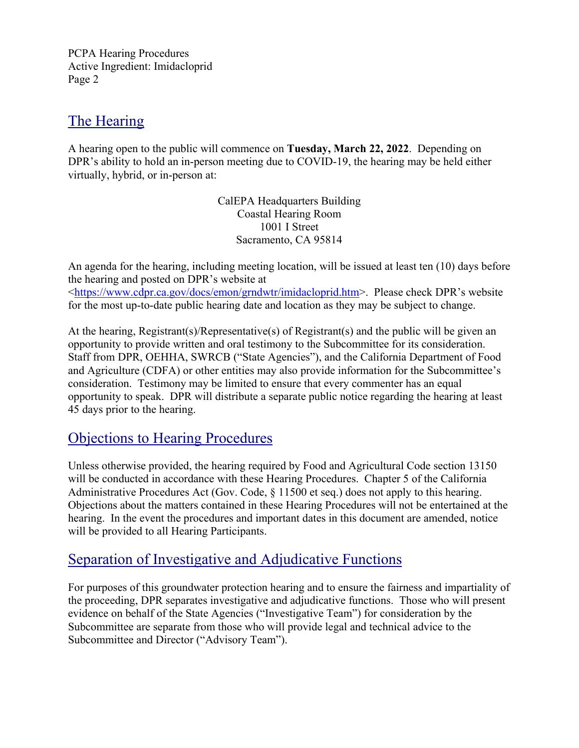## The Hearing

A hearing open to the public will commence on **Tuesday, March 22, 2022**. Depending on DPR's ability to hold an in-person meeting due to COVID-19, the hearing may be held either virtually, hybrid, or in-person at:

CalEPA Headquarters Building
Coastal Hearing Room
1001 I Street
Sacramento, CA 95814

An agenda for the hearing, including meeting location, will be issued at least ten (10) days before the hearing and posted on DPR's website at <https://www.cdpr.ca.gov/docs/emon/grndwtr/imidacloprid.htm>. Please check DPR's website for the most up-to-date public hearing date and location as they may be subject to change.

At the hearing, Registrant(s)/Representative(s) of Registrant(s) and the public will be given an opportunity to provide written and oral testimony to the Subcommittee for its consideration. Staff from DPR, OEHHA, SWRCB ("State Agencies"), and the California Department of Food and Agriculture (CDFA) or other entities may also provide information for the Subcommittee's consideration. Testimony may be limited to ensure that every commenter has an equal opportunity to speak. DPR will distribute a separate public notice regarding the hearing at least 45 days prior to the hearing.

## Objections to Hearing Procedures

Unless otherwise provided, the hearing required by Food and Agricultural Code section 13150 will be conducted in accordance with these Hearing Procedures. Chapter 5 of the California Administrative Procedures Act (Gov. Code, § 11500 et seq.) does not apply to this hearing. Objections about the matters contained in these Hearing Procedures will not be entertained at the hearing. In the event the procedures and important dates in this document are amended, notice will be provided to all Hearing Participants.

## Separation of Investigative and Adjudicative Functions

For purposes of this groundwater protection hearing and to ensure the fairness and impartiality of the proceeding, DPR separates investigative and adjudicative functions. Those who will present evidence on behalf of the State Agencies ("Investigative Team") for consideration by the Subcommittee are separate from those who will provide legal and technical advice to the Subcommittee and Director ("Advisory Team").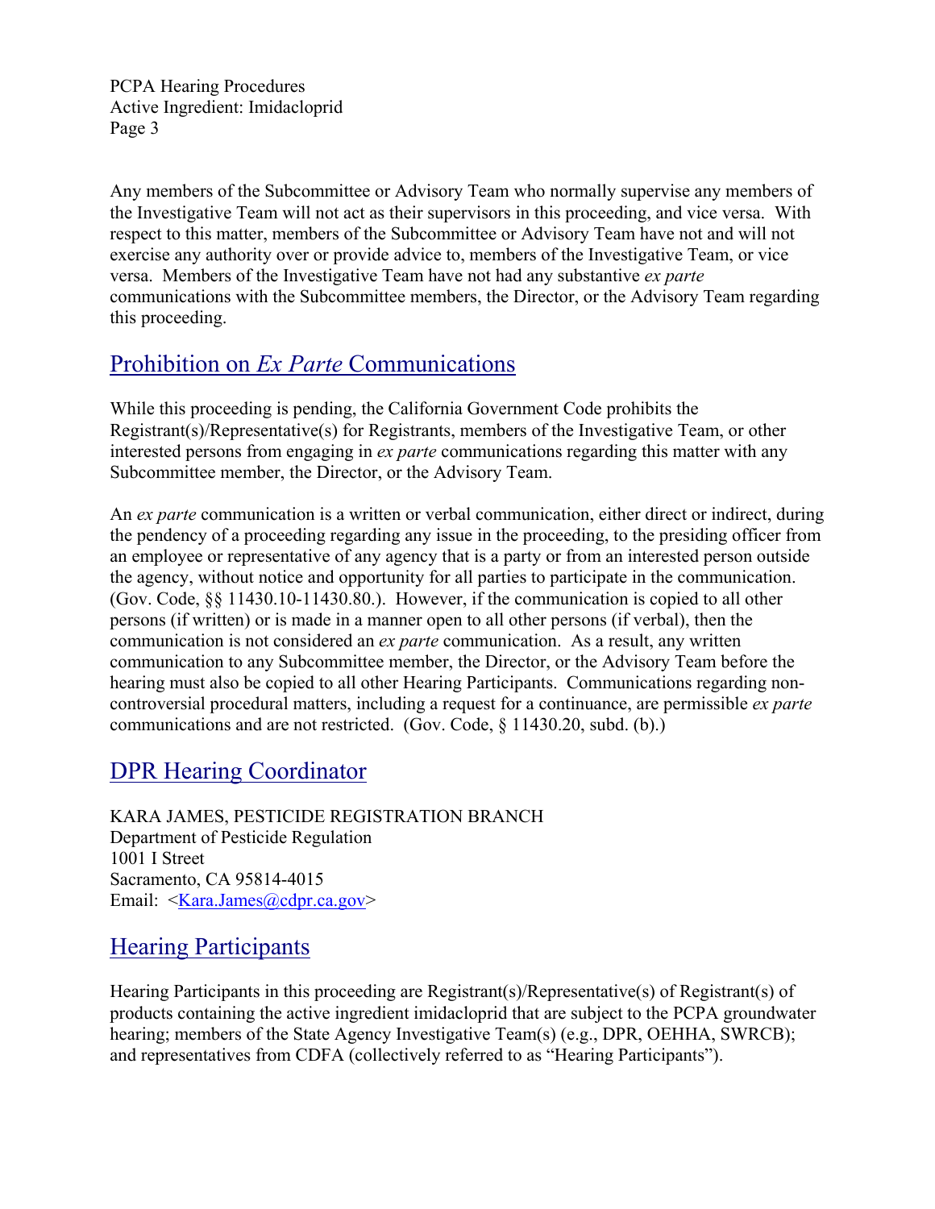Any members of the Subcommittee or Advisory Team who normally supervise any members of the Investigative Team will not act as their supervisors in this proceeding, and vice versa. With respect to this matter, members of the Subcommittee or Advisory Team have not and will not exercise any authority over or provide advice to, members of the Investigative Team, or vice versa. Members of the Investigative Team have not had any substantive *ex parte* communications with the Subcommittee members, the Director, or the Advisory Team regarding this proceeding.

## Prohibition on *Ex Parte* Communications

While this proceeding is pending, the California Government Code prohibits the Registrant(s)/Representative(s) for Registrants, members of the Investigative Team, or other interested persons from engaging in *ex parte* communications regarding this matter with any Subcommittee member, the Director, or the Advisory Team.

An *ex parte* communication is a written or verbal communication, either direct or indirect, during the pendency of a proceeding regarding any issue in the proceeding, to the presiding officer from an employee or representative of any agency that is a party or from an interested person outside the agency, without notice and opportunity for all parties to participate in the communication. (Gov. Code, §§ 11430.10-11430.80.). However, if the communication is copied to all other persons (if written) or is made in a manner open to all other persons (if verbal), then the communication is not considered an *ex parte* communication. As a result, any written communication to any Subcommittee member, the Director, or the Advisory Team before the hearing must also be copied to all other Hearing Participants. Communications regarding non-controversial procedural matters, including a request for a continuance, are permissible *ex parte* communications and are not restricted. (Gov. Code, § 11430.20, subd. (b).)

## DPR Hearing Coordinator

KARA JAMES, PESTICIDE REGISTRATION BRANCH
Department of Pesticide Regulation
1001 I Street
Sacramento, CA 95814-4015
Email: <Kara.James@cdpr.ca.gov>

## Hearing Participants

Hearing Participants in this proceeding are Registrant(s)/Representative(s) of Registrant(s) of products containing the active ingredient imidacloprid that are subject to the PCPA groundwater hearing; members of the State Agency Investigative Team(s) (e.g., DPR, OEHHA, SWRCB); and representatives from CDFA (collectively referred to as "Hearing Participants").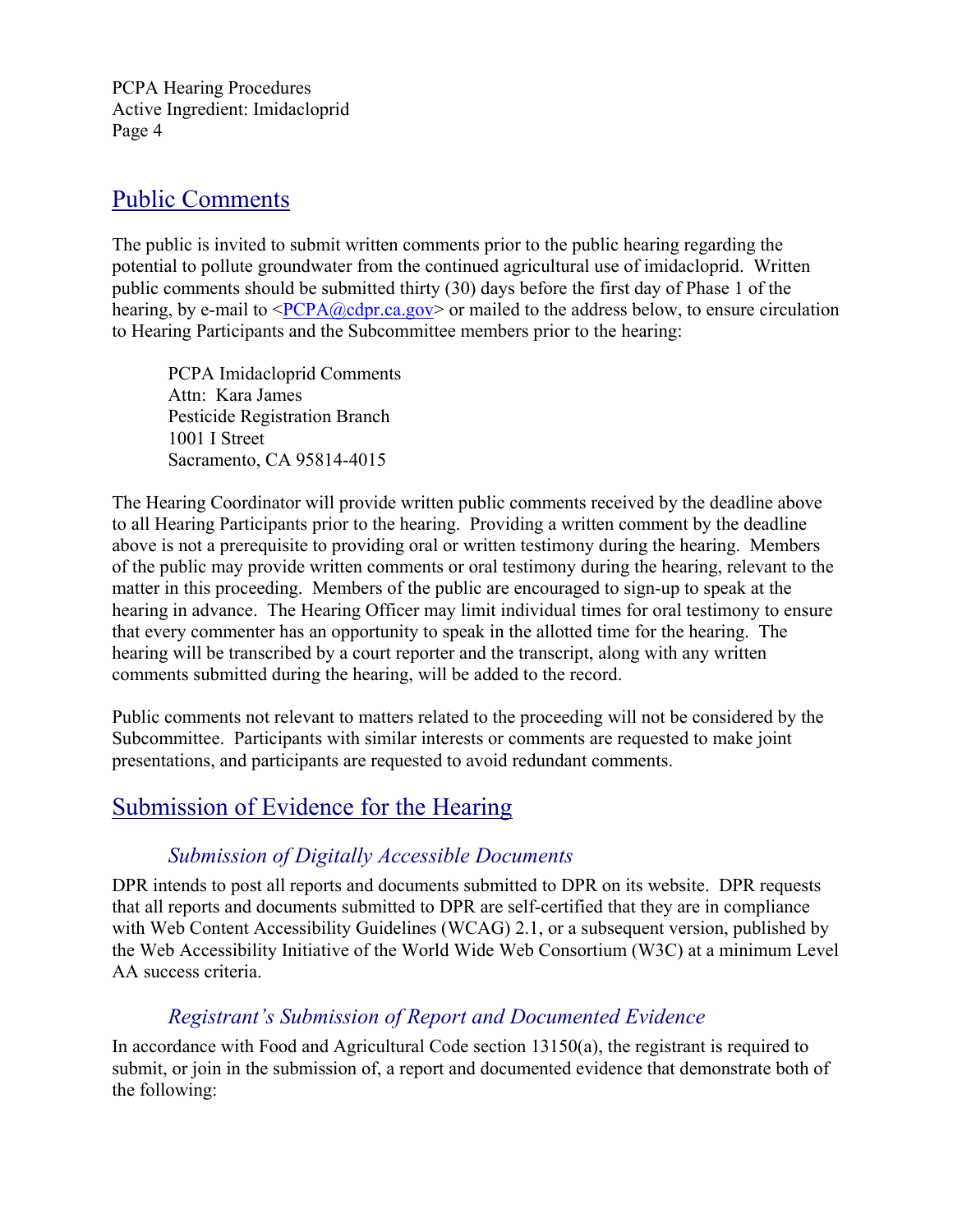## Public Comments

The public is invited to submit written comments prior to the public hearing regarding the potential to pollute groundwater from the continued agricultural use of imidacloprid. Written public comments should be submitted thirty (30) days before the first day of Phase 1 of the hearing, by e-mail to <PCPA@cdpr.ca.gov> or mailed to the address below, to ensure circulation to Hearing Participants and the Subcommittee members prior to the hearing:

PCPA Imidacloprid Comments
Attn: Kara James
Pesticide Registration Branch
1001 I Street
Sacramento, CA 95814-4015

The Hearing Coordinator will provide written public comments received by the deadline above to all Hearing Participants prior to the hearing. Providing a written comment by the deadline above is not a prerequisite to providing oral or written testimony during the hearing. Members of the public may provide written comments or oral testimony during the hearing, relevant to the matter in this proceeding. Members of the public are encouraged to sign-up to speak at the hearing in advance. The Hearing Officer may limit individual times for oral testimony to ensure that every commenter has an opportunity to speak in the allotted time for the hearing. The hearing will be transcribed by a court reporter and the transcript, along with any written comments submitted during the hearing, will be added to the record.

Public comments not relevant to matters related to the proceeding will not be considered by the Subcommittee. Participants with similar interests or comments are requested to make joint presentations, and participants are requested to avoid redundant comments.

## Submission of Evidence for the Hearing

### *Submission of Digitally Accessible Documents*

DPR intends to post all reports and documents submitted to DPR on its website. DPR requests that all reports and documents submitted to DPR are self-certified that they are in compliance with Web Content Accessibility Guidelines (WCAG) 2.1, or a subsequent version, published by the Web Accessibility Initiative of the World Wide Web Consortium (W3C) at a minimum Level AA success criteria.

### *Registrant's Submission of Report and Documented Evidence*

In accordance with Food and Agricultural Code section 13150(a), the registrant is required to submit, or join in the submission of, a report and documented evidence that demonstrate both of the following: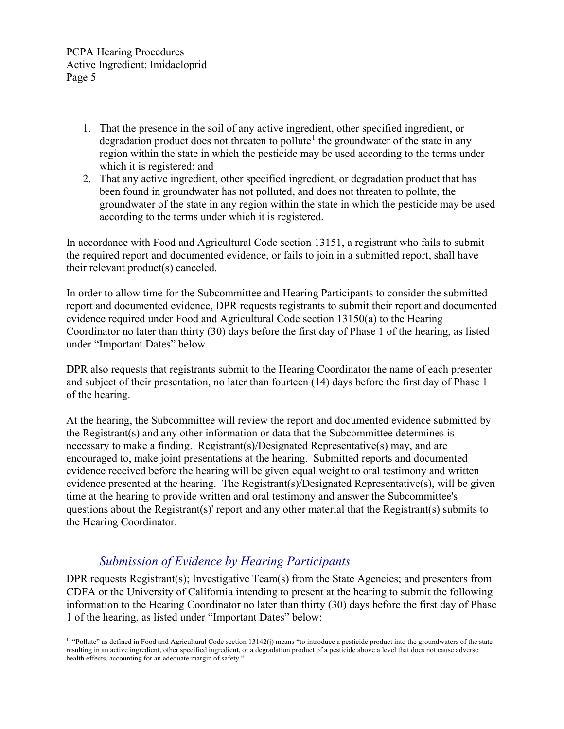1. That the presence in the soil of any active ingredient, other specified ingredient, or degradation product does not threaten to pollute[1] the groundwater of the state in any region within the state in which the pesticide may be used according to the terms under which it is registered; and
2. That any active ingredient, other specified ingredient, or degradation product that has been found in groundwater has not polluted, and does not threaten to pollute, the groundwater of the state in any region within the state in which the pesticide may be used according to the terms under which it is registered.

In accordance with Food and Agricultural Code section 13151, a registrant who fails to submit the required report and documented evidence, or fails to join in a submitted report, shall have their relevant product(s) canceled.

In order to allow time for the Subcommittee and Hearing Participants to consider the submitted report and documented evidence, DPR requests registrants to submit their report and documented evidence required under Food and Agricultural Code section 13150(a) to the Hearing Coordinator no later than thirty (30) days before the first day of Phase 1 of the hearing, as listed under "Important Dates" below.

DPR also requests that registrants submit to the Hearing Coordinator the name of each presenter and subject of their presentation, no later than fourteen (14) days before the first day of Phase 1 of the hearing.

At the hearing, the Subcommittee will review the report and documented evidence submitted by the Registrant(s) and any other information or data that the Subcommittee determines is necessary to make a finding. Registrant(s)/Designated Representative(s) may, and are encouraged to, make joint presentations at the hearing. Submitted reports and documented evidence received before the hearing will be given equal weight to oral testimony and written evidence presented at the hearing. The Registrant(s)/Designated Representative(s), will be given time at the hearing to provide written and oral testimony and answer the Subcommittee's questions about the Registrant(s)' report and any other material that the Registrant(s) submits to the Hearing Coordinator.

### *Submission of Evidence by Hearing Participants*

DPR requests Registrant(s); Investigative Team(s) from the State Agencies; and presenters from CDFA or the University of California intending to present at the hearing to submit the following information to the Hearing Coordinator no later than thirty (30) days before the first day of Phase 1 of the hearing, as listed under "Important Dates" below:

---

[1] "Pollute" as defined in Food and Agricultural Code section 13142(j) means "to introduce a pesticide product into the groundwaters of the state resulting in an active ingredient, other specified ingredient, or a degradation product of a pesticide above a level that does not cause adverse health effects, accounting for an adequate margin of safety."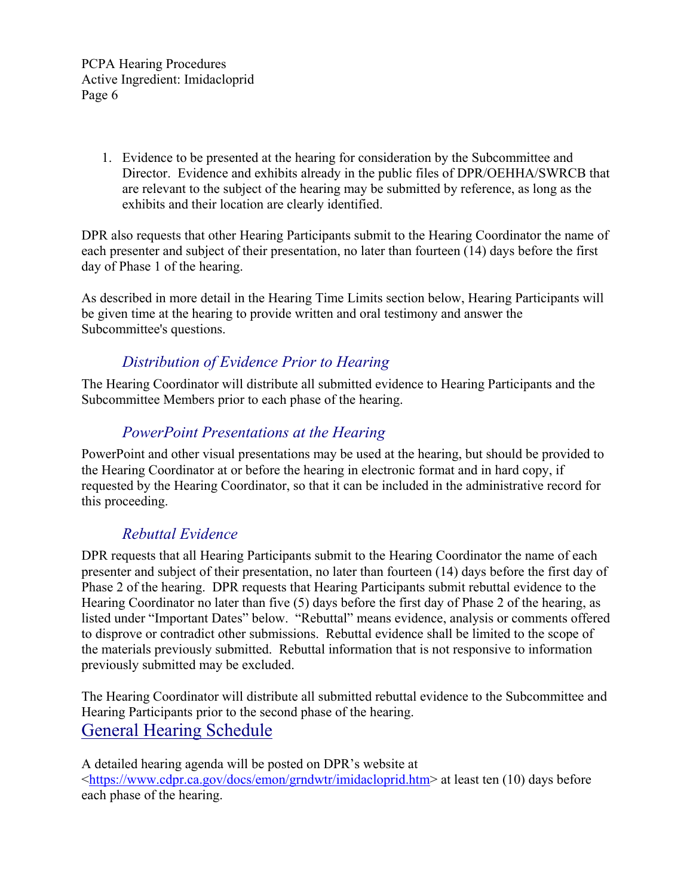1. Evidence to be presented at the hearing for consideration by the Subcommittee and Director. Evidence and exhibits already in the public files of DPR/OEHHA/SWRCB that are relevant to the subject of the hearing may be submitted by reference, as long as the exhibits and their location are clearly identified.

DPR also requests that other Hearing Participants submit to the Hearing Coordinator the name of each presenter and subject of their presentation, no later than fourteen (14) days before the first day of Phase 1 of the hearing.

As described in more detail in the Hearing Time Limits section below, Hearing Participants will be given time at the hearing to provide written and oral testimony and answer the Subcommittee's questions.

### *Distribution of Evidence Prior to Hearing*

The Hearing Coordinator will distribute all submitted evidence to Hearing Participants and the Subcommittee Members prior to each phase of the hearing.

### *PowerPoint Presentations at the Hearing*

PowerPoint and other visual presentations may be used at the hearing, but should be provided to the Hearing Coordinator at or before the hearing in electronic format and in hard copy, if requested by the Hearing Coordinator, so that it can be included in the administrative record for this proceeding.

### *Rebuttal Evidence*

DPR requests that all Hearing Participants submit to the Hearing Coordinator the name of each presenter and subject of their presentation, no later than fourteen (14) days before the first day of Phase 2 of the hearing. DPR requests that Hearing Participants submit rebuttal evidence to the Hearing Coordinator no later than five (5) days before the first day of Phase 2 of the hearing, as listed under "Important Dates" below. "Rebuttal" means evidence, analysis or comments offered to disprove or contradict other submissions. Rebuttal evidence shall be limited to the scope of the materials previously submitted. Rebuttal information that is not responsive to information previously submitted may be excluded.

The Hearing Coordinator will distribute all submitted rebuttal evidence to the Subcommittee and Hearing Participants prior to the second phase of the hearing.

## General Hearing Schedule

A detailed hearing agenda will be posted on DPR's website at <https://www.cdpr.ca.gov/docs/emon/grndwtr/imidacloprid.htm> at least ten (10) days before each phase of the hearing.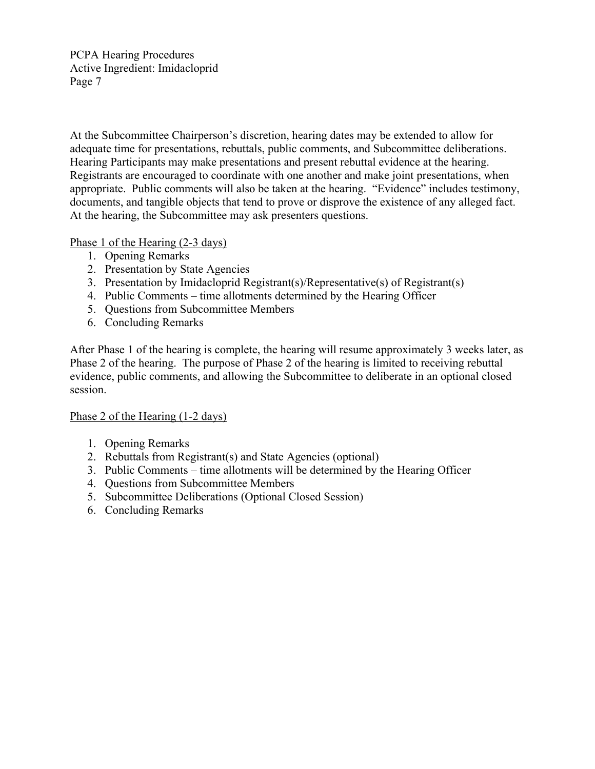At the Subcommittee Chairperson's discretion, hearing dates may be extended to allow for adequate time for presentations, rebuttals, public comments, and Subcommittee deliberations. Hearing Participants may make presentations and present rebuttal evidence at the hearing. Registrants are encouraged to coordinate with one another and make joint presentations, when appropriate. Public comments will also be taken at the hearing. "Evidence" includes testimony, documents, and tangible objects that tend to prove or disprove the existence of any alleged fact. At the hearing, the Subcommittee may ask presenters questions.

<u>Phase 1 of the Hearing (2-3 days)</u>

1. Opening Remarks
2. Presentation by State Agencies
3. Presentation by Imidacloprid Registrant(s)/Representative(s) of Registrant(s)
4. Public Comments – time allotments determined by the Hearing Officer
5. Questions from Subcommittee Members
6. Concluding Remarks

After Phase 1 of the hearing is complete, the hearing will resume approximately 3 weeks later, as Phase 2 of the hearing. The purpose of Phase 2 of the hearing is limited to receiving rebuttal evidence, public comments, and allowing the Subcommittee to deliberate in an optional closed session.

<u>Phase 2 of the Hearing (1-2 days)</u>

1. Opening Remarks
2. Rebuttals from Registrant(s) and State Agencies (optional)
3. Public Comments – time allotments will be determined by the Hearing Officer
4. Questions from Subcommittee Members
5. Subcommittee Deliberations (Optional Closed Session)
6. Concluding Remarks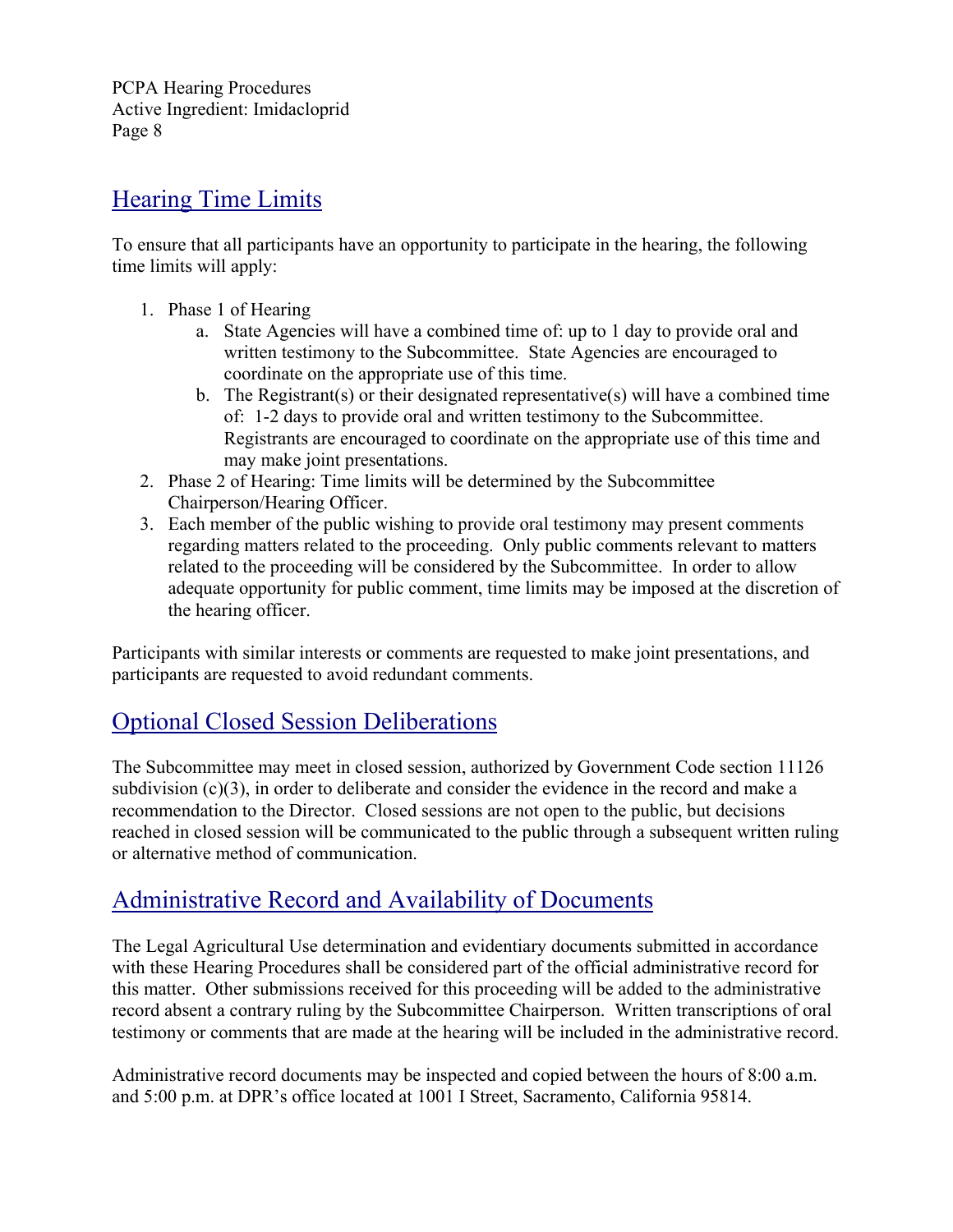## Hearing Time Limits

To ensure that all participants have an opportunity to participate in the hearing, the following time limits will apply:

1. Phase 1 of Hearing
   a. State Agencies will have a combined time of: up to 1 day to provide oral and written testimony to the Subcommittee. State Agencies are encouraged to coordinate on the appropriate use of this time.
   b. The Registrant(s) or their designated representative(s) will have a combined time of: 1-2 days to provide oral and written testimony to the Subcommittee. Registrants are encouraged to coordinate on the appropriate use of this time and may make joint presentations.
2. Phase 2 of Hearing: Time limits will be determined by the Subcommittee Chairperson/Hearing Officer.
3. Each member of the public wishing to provide oral testimony may present comments regarding matters related to the proceeding. Only public comments relevant to matters related to the proceeding will be considered by the Subcommittee. In order to allow adequate opportunity for public comment, time limits may be imposed at the discretion of the hearing officer.

Participants with similar interests or comments are requested to make joint presentations, and participants are requested to avoid redundant comments.

## Optional Closed Session Deliberations

The Subcommittee may meet in closed session, authorized by Government Code section 11126 subdivision (c)(3), in order to deliberate and consider the evidence in the record and make a recommendation to the Director. Closed sessions are not open to the public, but decisions reached in closed session will be communicated to the public through a subsequent written ruling or alternative method of communication.

## Administrative Record and Availability of Documents

The Legal Agricultural Use determination and evidentiary documents submitted in accordance with these Hearing Procedures shall be considered part of the official administrative record for this matter. Other submissions received for this proceeding will be added to the administrative record absent a contrary ruling by the Subcommittee Chairperson. Written transcriptions of oral testimony or comments that are made at the hearing will be included in the administrative record.

Administrative record documents may be inspected and copied between the hours of 8:00 a.m. and 5:00 p.m. at DPR's office located at 1001 I Street, Sacramento, California 95814.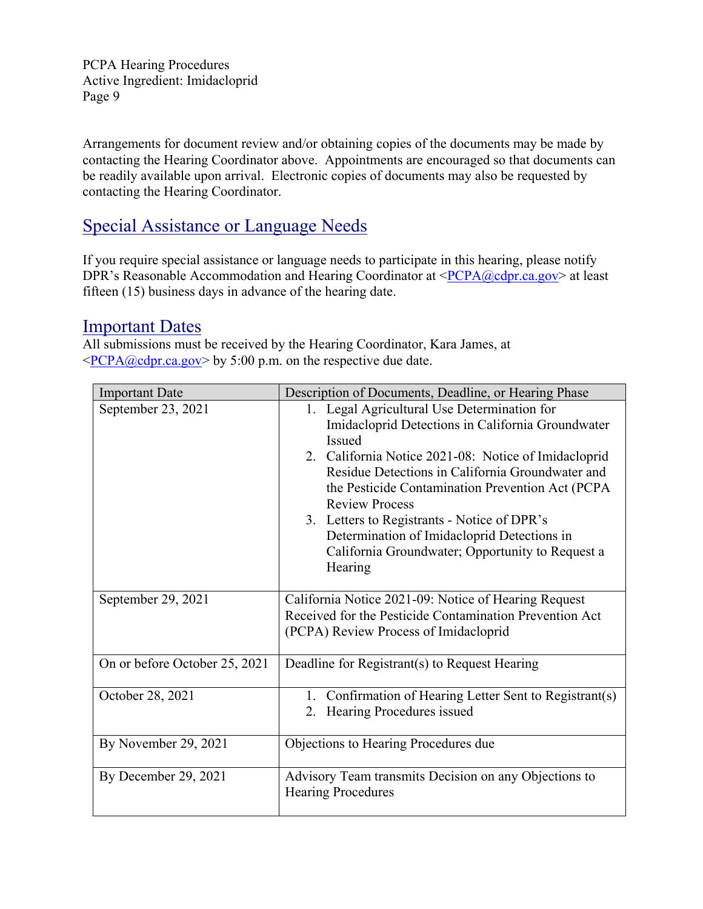Arrangements for document review and/or obtaining copies of the documents may be made by contacting the Hearing Coordinator above. Appointments are encouraged so that documents can be readily available upon arrival. Electronic copies of documents may also be requested by contacting the Hearing Coordinator.

## Special Assistance or Language Needs

If you require special assistance or language needs to participate in this hearing, please notify DPR's Reasonable Accommodation and Hearing Coordinator at <PCPA@cdpr.ca.gov> at least fifteen (15) business days in advance of the hearing date.

## Important Dates

All submissions must be received by the Hearing Coordinator, Kara James, at <PCPA@cdpr.ca.gov> by 5:00 p.m. on the respective due date.

| Important Date | Description of Documents, Deadline, or Hearing Phase |
|---|---|
| September 23, 2021 | 1. Legal Agricultural Use Determination for Imidacloprid Detections in California Groundwater Issued<br>2. California Notice 2021-08: Notice of Imidacloprid Residue Detections in California Groundwater and the Pesticide Contamination Prevention Act (PCPA Review Process<br>3. Letters to Registrants - Notice of DPR's Determination of Imidacloprid Detections in California Groundwater; Opportunity to Request a Hearing |
| September 29, 2021 | California Notice 2021-09: Notice of Hearing Request Received for the Pesticide Contamination Prevention Act (PCPA) Review Process of Imidacloprid |
| On or before October 25, 2021 | Deadline for Registrant(s) to Request Hearing |
| October 28, 2021 | 1. Confirmation of Hearing Letter Sent to Registrant(s)<br>2. Hearing Procedures issued |
| By November 29, 2021 | Objections to Hearing Procedures due |
| By December 29, 2021 | Advisory Team transmits Decision on any Objections to Hearing Procedures |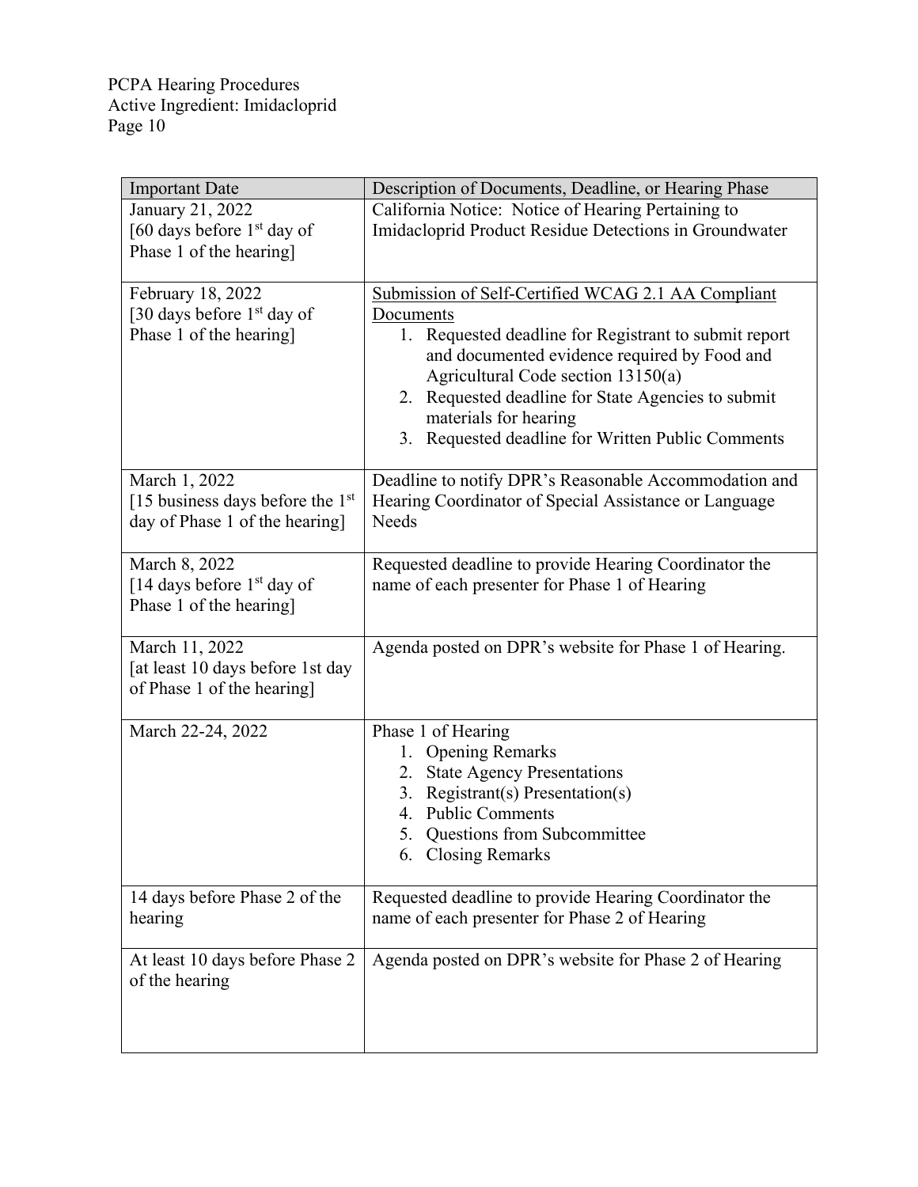| Important Date | Description of Documents, Deadline, or Hearing Phase |
|---|---|
| January 21, 2022 [60 days before 1st day of Phase 1 of the hearing] | California Notice: Notice of Hearing Pertaining to Imidacloprid Product Residue Detections in Groundwater |
| February 18, 2022 [30 days before 1st day of Phase 1 of the hearing] | Submission of Self-Certified WCAG 2.1 AA Compliant Documents<br>1. Requested deadline for Registrant to submit report and documented evidence required by Food and Agricultural Code section 13150(a)<br>2. Requested deadline for State Agencies to submit materials for hearing<br>3. Requested deadline for Written Public Comments |
| March 1, 2022 [15 business days before the 1st day of Phase 1 of the hearing] | Deadline to notify DPR's Reasonable Accommodation and Hearing Coordinator of Special Assistance or Language Needs |
| March 8, 2022 [14 days before 1st day of Phase 1 of the hearing] | Requested deadline to provide Hearing Coordinator the name of each presenter for Phase 1 of Hearing |
| March 11, 2022 [at least 10 days before 1st day of Phase 1 of the hearing] | Agenda posted on DPR's website for Phase 1 of Hearing. |
| March 22-24, 2022 | Phase 1 of Hearing<br>1. Opening Remarks<br>2. State Agency Presentations<br>3. Registrant(s) Presentation(s)<br>4. Public Comments<br>5. Questions from Subcommittee<br>6. Closing Remarks |
| 14 days before Phase 2 of the hearing | Requested deadline to provide Hearing Coordinator the name of each presenter for Phase 2 of Hearing |
| At least 10 days before Phase 2 of the hearing | Agenda posted on DPR's website for Phase 2 of Hearing |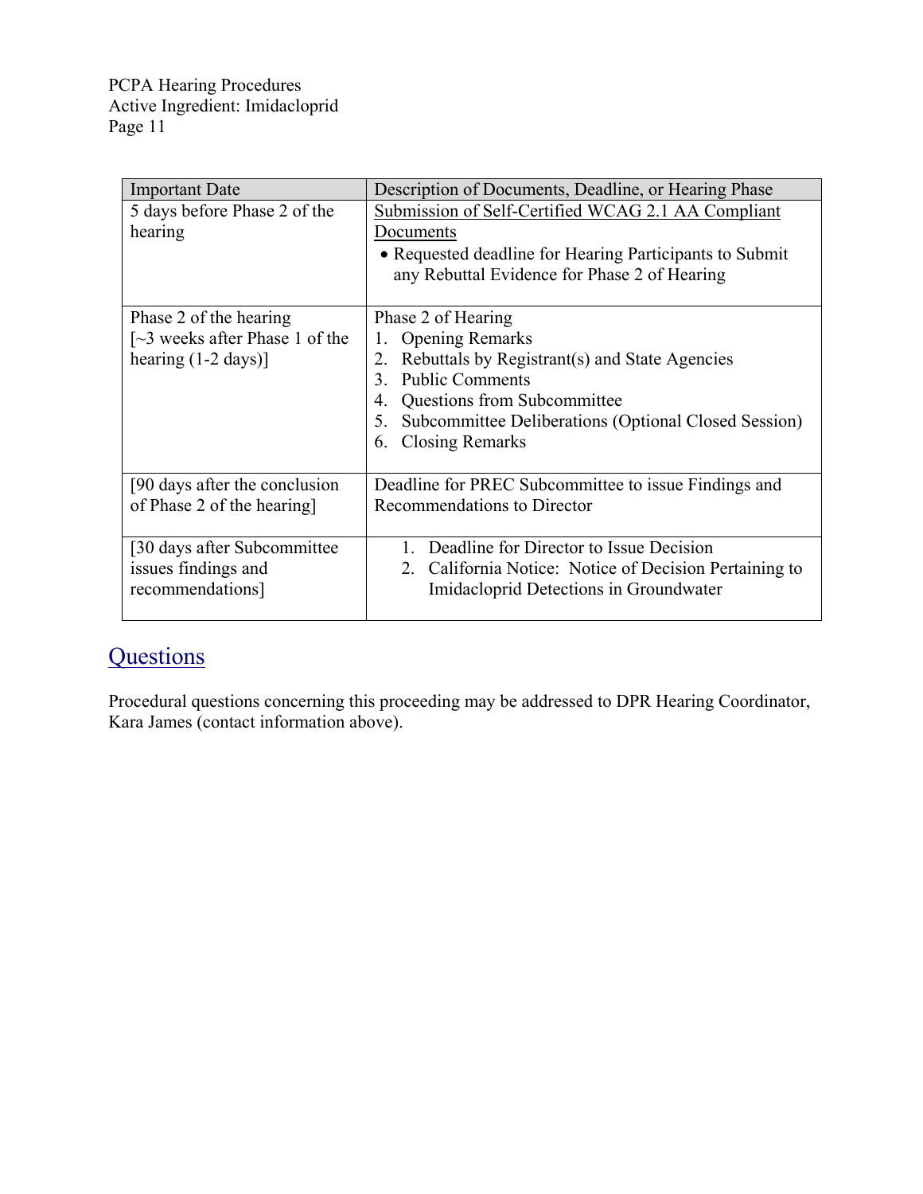| Important Date | Description of Documents, Deadline, or Hearing Phase |
| --- | --- |
| 5 days before Phase 2 of the hearing | Submission of Self-Certified WCAG 2.1 AA Compliant Documents<br>• Requested deadline for Hearing Participants to Submit any Rebuttal Evidence for Phase 2 of Hearing |
| Phase 2 of the hearing [~3 weeks after Phase 1 of the hearing (1-2 days)] | Phase 2 of Hearing<br>1. Opening Remarks<br>2. Rebuttals by Registrant(s) and State Agencies<br>3. Public Comments<br>4. Questions from Subcommittee<br>5. Subcommittee Deliberations (Optional Closed Session)<br>6. Closing Remarks |
| [90 days after the conclusion of Phase 2 of the hearing] | Deadline for PREC Subcommittee to issue Findings and Recommendations to Director |
| [30 days after Subcommittee issues findings and recommendations] | 1. Deadline for Director to Issue Decision<br>2. California Notice: Notice of Decision Pertaining to Imidacloprid Detections in Groundwater |

## Questions

Procedural questions concerning this proceeding may be addressed to DPR Hearing Coordinator, Kara James (contact information above).